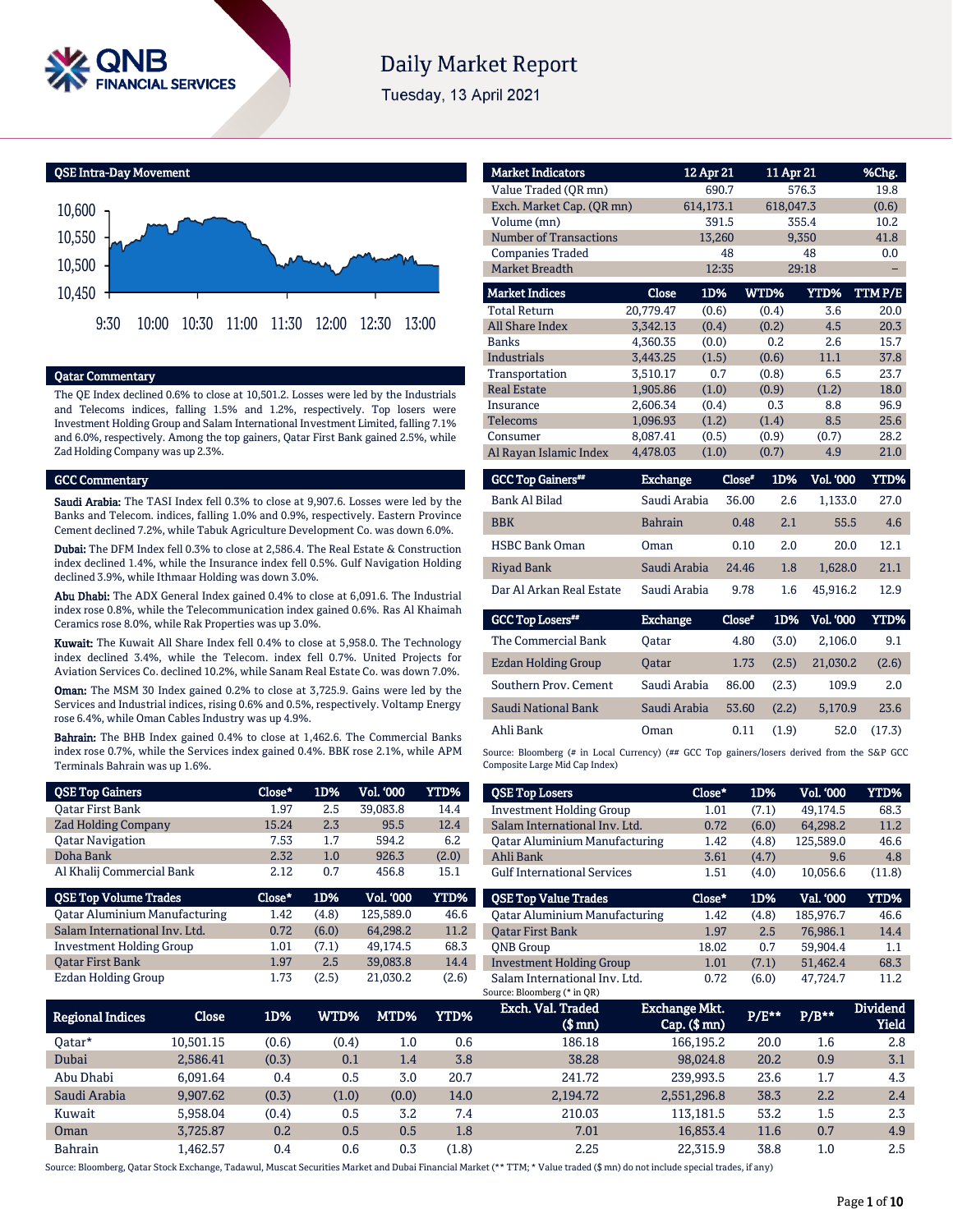# Daily Market Report

Tuesday, 13 April 2021

## QSE Intra-Day Movement

10,600
10,550
10,500
10,450

9:30 10:00 10:30 11:00 11:30 12:00 12:30 13:00

## Qatar Commentary

The QE Index declined 0.6% to close at 10,501.2. Losses were led by the Industrials and Telecoms indices, falling 1.5% and 1.2%, respectively. Top losers were Investment Holding Group and Salam International Investment Limited, falling 7.1% and 6.0%, respectively. Among the top gainers, Qatar First Bank gained 2.5%, while Zad Holding Company was up 2.3%.

## GCC Commentary

**Saudi Arabia:** The TASI Index fell 0.3% to close at 9,907.6. Losses were led by the Banks and Telecom. indices, falling 1.0% and 0.9%, respectively. Eastern Province Cement declined 7.2%, while Tabuk Agriculture Development Co. was down 6.0%.

**Dubai:** The DFM Index fell 0.3% to close at 2,586.4. The Real Estate & Construction index declined 1.4%, while the Insurance index fell 0.5%. Gulf Navigation Holding declined 3.9%, while Ithmaar Holding was down 3.0%.

**Abu Dhabi:** The ADX General Index gained 0.4% to close at 6,091.6. The Industrial index rose 0.8%, while the Telecommunication index gained 0.6%. Ras Al Khaimah Ceramics rose 8.0%, while Rak Properties was up 3.0%.

**Kuwait:** The Kuwait All Share Index fell 0.4% to close at 5,958.0. The Technology index declined 3.4%, while the Telecom. index fell 0.7%. United Projects for Aviation Services Co. declined 10.2%, while Sanam Real Estate Co. was down 7.0%.

**Oman:** The MSM 30 Index gained 0.2% to close at 3,725.9. Gains were led by the Services and Industrial indices, rising 0.6% and 0.5%, respectively. Voltamp Energy rose 6.4%, while Oman Cables Industry was up 4.9%.

**Bahrain:** The BHB Index gained 0.4% to close at 1,462.6. The Commercial Banks index rose 0.7%, while the Services index gained 0.4%. BBK rose 2.1%, while APM Terminals Bahrain was up 1.6%.

| Market Indicators | 12 Apr 21 | 11 Apr 21 | %Chg. |
|---|---|---|---|
| Value Traded (QR mn) | 690.7 | 576.3 | 19.8 |
| Exch. Market Cap. (QR mn) | 614,173.1 | 618,047.3 | (0.6) |
| Volume (mn) | 391.5 | 355.4 | 10.2 |
| Number of Transactions | 13,260 | 9,350 | 41.8 |
| Companies Traded | 48 | 48 | 0.0 |
| Market Breadth | 12:35 | 29:18 | – |

| Market Indices | Close | 1D% | WTD% | YTD% | TTM P/E |
|---|---|---|---|---|---|
| Total Return | 20,779.47 | (0.6) | (0.4) | 3.6 | 20.0 |
| All Share Index | 3,342.13 | (0.4) | (0.2) | 4.5 | 20.3 |
| Banks | 4,360.35 | (0.0) | 0.2 | 2.6 | 15.7 |
| Industrials | 3,443.25 | (1.5) | (0.6) | 11.1 | 37.8 |
| Transportation | 3,510.17 | 0.7 | (0.8) | 6.5 | 23.7 |
| Real Estate | 1,905.86 | (1.0) | (0.9) | (1.2) | 18.0 |
| Insurance | 2,606.34 | (0.4) | 0.3 | 8.8 | 96.9 |
| Telecoms | 1,096.93 | (1.2) | (1.4) | 8.5 | 25.6 |
| Consumer | 8,087.41 | (0.5) | (0.9) | (0.7) | 28.2 |
| Al Rayan Islamic Index | 4,478.03 | (1.0) | (0.7) | 4.9 | 21.0 |

| GCC Top Gainers## | Exchange | Close# | 1D% | Vol. '000 | YTD% |
|---|---|---|---|---|---|
| Bank Al Bilad | Saudi Arabia | 36.00 | 2.6 | 1,133.0 | 27.0 |
| BBK | Bahrain | 0.48 | 2.1 | 55.5 | 4.6 |
| HSBC Bank Oman | Oman | 0.10 | 2.0 | 20.0 | 12.1 |
| Riyad Bank | Saudi Arabia | 24.46 | 1.8 | 1,628.0 | 21.1 |
| Dar Al Arkan Real Estate | Saudi Arabia | 9.78 | 1.6 | 45,916.2 | 12.9 |

| GCC Top Losers## | Exchange | Close# | 1D% | Vol. '000 | YTD% |
|---|---|---|---|---|---|
| The Commercial Bank | Qatar | 4.80 | (3.0) | 2,106.0 | 9.1 |
| Ezdan Holding Group | Qatar | 1.73 | (2.5) | 21,030.2 | (2.6) |
| Southern Prov. Cement | Saudi Arabia | 86.00 | (2.3) | 109.9 | 2.0 |
| Saudi National Bank | Saudi Arabia | 53.60 | (2.2) | 5,170.9 | 23.6 |
| Ahli Bank | Oman | 0.11 | (1.9) | 52.0 | (17.3) |

Source: Bloomberg (# in Local Currency) (## GCC Top gainers/losers derived from the S&P GCC Composite Large Mid Cap Index)

| QSE Top Gainers | Close* | 1D% | Vol. '000 | YTD% |
|---|---|---|---|---|
| Qatar First Bank | 1.97 | 2.5 | 39,083.8 | 14.4 |
| Zad Holding Company | 15.24 | 2.3 | 95.5 | 12.4 |
| Qatar Navigation | 7.53 | 1.7 | 594.2 | 6.2 |
| Doha Bank | 2.32 | 1.0 | 926.3 | (2.0) |
| Al Khalij Commercial Bank | 2.12 | 0.7 | 456.8 | 15.1 |

| QSE Top Volume Trades | Close* | 1D% | Vol. '000 | YTD% |
|---|---|---|---|---|
| Qatar Aluminium Manufacturing | 1.42 | (4.8) | 125,589.0 | 46.6 |
| Salam International Inv. Ltd. | 0.72 | (6.0) | 64,298.2 | 11.2 |
| Investment Holding Group | 1.01 | (7.1) | 49,174.5 | 68.3 |
| Qatar First Bank | 1.97 | 2.5 | 39,083.8 | 14.4 |
| Ezdan Holding Group | 1.73 | (2.5) | 21,030.2 | (2.6) |

| QSE Top Losers | Close* | 1D% | Vol. '000 | YTD% |
|---|---|---|---|---|
| Investment Holding Group | 1.01 | (7.1) | 49,174.5 | 68.3 |
| Salam International Inv. Ltd. | 0.72 | (6.0) | 64,298.2 | 11.2 |
| Qatar Aluminium Manufacturing | 1.42 | (4.8) | 125,589.0 | 46.6 |
| Ahli Bank | 3.61 | (4.7) | 9.6 | 4.8 |
| Gulf International Services | 1.51 | (4.0) | 10,056.6 | (11.8) |

| QSE Top Value Trades | Close* | 1D% | Val. '000 | YTD% |
|---|---|---|---|---|
| Qatar Aluminium Manufacturing | 1.42 | (4.8) | 185,976.7 | 46.6 |
| Qatar First Bank | 1.97 | 2.5 | 76,986.1 | 14.4 |
| QNB Group | 18.02 | 0.7 | 59,904.4 | 1.1 |
| Investment Holding Group | 1.01 | (7.1) | 51,462.4 | 68.3 |
| Salam International Inv. Ltd. | 0.72 | (6.0) | 47,724.7 | 11.2 |

Source: Bloomberg (* in QR)

| Regional Indices | Close | 1D% | WTD% | MTD% | YTD% | Exch. Val. Traded ($ mn) | Exchange Mkt. Cap. ($ mn) | P/E** | P/B** | Dividend Yield |
|---|---|---|---|---|---|---|---|---|---|---|
| Qatar* | 10,501.15 | (0.6) | (0.4) | 1.0 | 0.6 | 186.18 | 166,195.2 | 20.0 | 1.6 | 2.8 |
| Dubai | 2,586.41 | (0.3) | 0.1 | 1.4 | 3.8 | 38.28 | 98,024.8 | 20.2 | 0.9 | 3.1 |
| Abu Dhabi | 6,091.64 | 0.4 | 0.5 | 3.0 | 20.7 | 241.72 | 239,993.5 | 23.6 | 1.7 | 4.3 |
| Saudi Arabia | 9,907.62 | (0.3) | (1.0) | (0.0) | 14.0 | 2,194.72 | 2,551,296.8 | 38.3 | 2.2 | 2.4 |
| Kuwait | 5,958.04 | (0.4) | 0.5 | 3.2 | 7.4 | 210.03 | 113,181.5 | 53.2 | 1.5 | 2.3 |
| Oman | 3,725.87 | 0.2 | 0.5 | 0.5 | 1.8 | 7.01 | 16,853.4 | 11.6 | 0.7 | 4.9 |
| Bahrain | 1,462.57 | 0.4 | 0.6 | 0.3 | (1.8) | 2.25 | 22,315.9 | 38.8 | 1.0 | 2.5 |

Source: Bloomberg, Qatar Stock Exchange, Tadawul, Muscat Securities Market and Dubai Financial Market (** TTM; * Value traded ($ mn) do not include special trades, if any)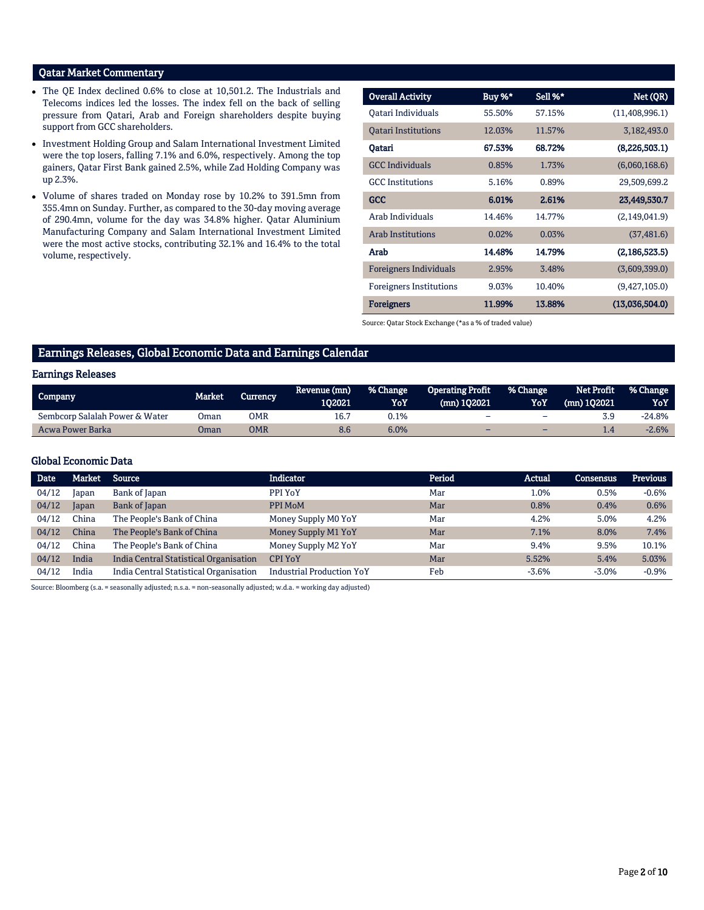## Qatar Market Commentary

- The QE Index declined 0.6% to close at 10,501.2. The Industrials and Telecoms indices led the losses. The index fell on the back of selling pressure from Qatari, Arab and Foreign shareholders despite buying support from GCC shareholders.
- Investment Holding Group and Salam International Investment Limited were the top losers, falling 7.1% and 6.0%, respectively. Among the top gainers, Qatar First Bank gained 2.5%, while Zad Holding Company was up 2.3%.
- Volume of shares traded on Monday rose by 10.2% to 391.5mn from 355.4mn on Sunday. Further, as compared to the 30-day moving average of 290.4mn, volume for the day was 34.8% higher. Qatar Aluminium Manufacturing Company and Salam International Investment Limited were the most active stocks, contributing 32.1% and 16.4% to the total volume, respectively.

| Overall Activity | Buy %* | Sell %* | Net (QR) |
|---|---|---|---|
| Qatari Individuals | 55.50% | 57.15% | (11,408,996.1) |
| Qatari Institutions | 12.03% | 11.57% | 3,182,493.0 |
| **Qatari** | **67.53%** | **68.72%** | **(8,226,503.1)** |
| GCC Individuals | 0.85% | 1.73% | (6,060,168.6) |
| GCC Institutions | 5.16% | 0.89% | 29,509,699.2 |
| **GCC** | **6.01%** | **2.61%** | **23,449,530.7** |
| Arab Individuals | 14.46% | 14.77% | (2,149,041.9) |
| Arab Institutions | 0.02% | 0.03% | (37,481.6) |
| **Arab** | **14.48%** | **14.79%** | **(2,186,523.5)** |
| Foreigners Individuals | 2.95% | 3.48% | (3,609,399.0) |
| Foreigners Institutions | 9.03% | 10.40% | (9,427,105.0) |
| **Foreigners** | **11.99%** | **13.88%** | **(13,036,504.0)** |

Source: Qatar Stock Exchange (*as a % of traded value)

## Earnings Releases, Global Economic Data and Earnings Calendar

### Earnings Releases

| Company | Market | Currency | Revenue (mn) 1Q2021 | % Change YoY | Operating Profit (mn) 1Q2021 | % Change YoY | Net Profit (mn) 1Q2021 | % Change YoY |
|---|---|---|---|---|---|---|---|---|
| Sembcorp Salalah Power & Water | Oman | OMR | 16.7 | 0.1% | – | – | 3.9 | -24.8% |
| Acwa Power Barka | Oman | OMR | 8.6 | 6.0% | – | – | 1.4 | -2.6% |

### Global Economic Data

| Date | Market | Source | Indicator | Period | Actual | Consensus | Previous |
|---|---|---|---|---|---|---|---|
| 04/12 | Japan | Bank of Japan | PPI YoY | Mar | 1.0% | 0.5% | -0.6% |
| 04/12 | Japan | Bank of Japan | PPI MoM | Mar | 0.8% | 0.4% | 0.6% |
| 04/12 | China | The People's Bank of China | Money Supply M0 YoY | Mar | 4.2% | 5.0% | 4.2% |
| 04/12 | China | The People's Bank of China | Money Supply M1 YoY | Mar | 7.1% | 8.0% | 7.4% |
| 04/12 | China | The People's Bank of China | Money Supply M2 YoY | Mar | 9.4% | 9.5% | 10.1% |
| 04/12 | India | India Central Statistical Organisation | CPI YoY | Mar | 5.52% | 5.4% | 5.03% |
| 04/12 | India | India Central Statistical Organisation | Industrial Production YoY | Feb | -3.6% | -3.0% | -0.9% |

Source: Bloomberg (s.a. = seasonally adjusted; n.s.a. = non-seasonally adjusted; w.d.a. = working day adjusted)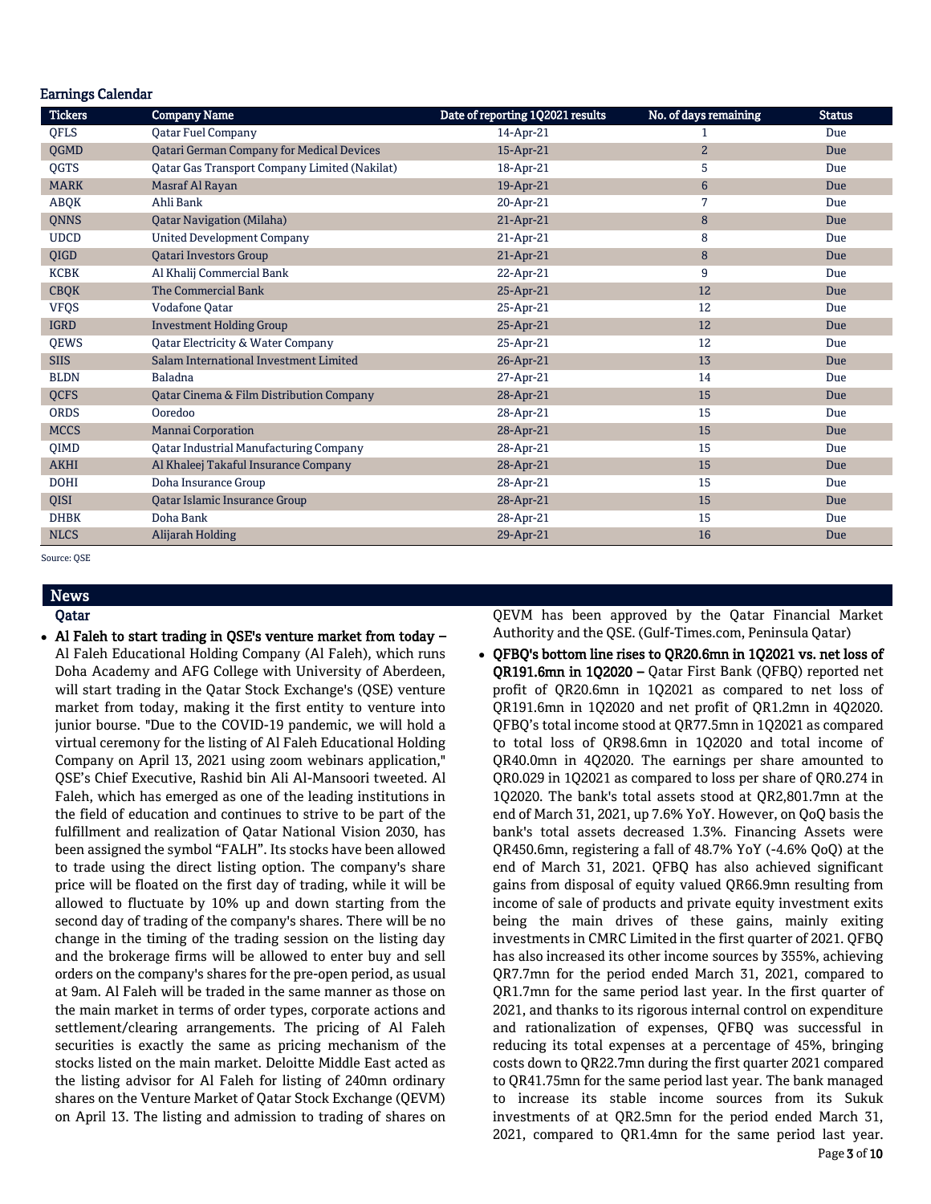## Earnings Calendar

| Tickers | Company Name | Date of reporting 1Q2021 results | No. of days remaining | Status |
|---|---|---|---|---|
| QFLS | Qatar Fuel Company | 14-Apr-21 | 1 | Due |
| QGMD | Qatari German Company for Medical Devices | 15-Apr-21 | 2 | Due |
| QGTS | Qatar Gas Transport Company Limited (Nakilat) | 18-Apr-21 | 5 | Due |
| MARK | Masraf Al Rayan | 19-Apr-21 | 6 | Due |
| ABQK | Ahli Bank | 20-Apr-21 | 7 | Due |
| QNNS | Qatar Navigation (Milaha) | 21-Apr-21 | 8 | Due |
| UDCD | United Development Company | 21-Apr-21 | 8 | Due |
| QIGD | Qatari Investors Group | 21-Apr-21 | 8 | Due |
| KCBK | Al Khalij Commercial Bank | 22-Apr-21 | 9 | Due |
| CBQK | The Commercial Bank | 25-Apr-21 | 12 | Due |
| VFQS | Vodafone Qatar | 25-Apr-21 | 12 | Due |
| IGRD | Investment Holding Group | 25-Apr-21 | 12 | Due |
| QEWS | Qatar Electricity & Water Company | 25-Apr-21 | 12 | Due |
| SIIS | Salam International Investment Limited | 26-Apr-21 | 13 | Due |
| BLDN | Baladna | 27-Apr-21 | 14 | Due |
| QCFS | Qatar Cinema & Film Distribution Company | 28-Apr-21 | 15 | Due |
| ORDS | Ooredoo | 28-Apr-21 | 15 | Due |
| MCCS | Mannai Corporation | 28-Apr-21 | 15 | Due |
| QIMD | Qatar Industrial Manufacturing Company | 28-Apr-21 | 15 | Due |
| AKHI | Al Khaleej Takaful Insurance Company | 28-Apr-21 | 15 | Due |
| DOHI | Doha Insurance Group | 28-Apr-21 | 15 | Due |
| QISI | Qatar Islamic Insurance Group | 28-Apr-21 | 15 | Due |
| DHBK | Doha Bank | 28-Apr-21 | 15 | Due |
| NLCS | Alijarah Holding | 29-Apr-21 | 16 | Due |

Source: QSE

## News

### Qatar

- **Al Faleh to start trading in QSE's venture market from today –** Al Faleh Educational Holding Company (Al Faleh), which runs Doha Academy and AFG College with University of Aberdeen, will start trading in the Qatar Stock Exchange's (QSE) venture market from today, making it the first entity to venture into junior bourse. "Due to the COVID-19 pandemic, we will hold a virtual ceremony for the listing of Al Faleh Educational Holding Company on April 13, 2021 using zoom webinars application," QSE's Chief Executive, Rashid bin Ali Al-Mansoori tweeted. Al Faleh, which has emerged as one of the leading institutions in the field of education and continues to strive to be part of the fulfillment and realization of Qatar National Vision 2030, has been assigned the symbol "FALH". Its stocks have been allowed to trade using the direct listing option. The company's share price will be floated on the first day of trading, while it will be allowed to fluctuate by 10% up and down starting from the second day of trading of the company's shares. There will be no change in the timing of the trading session on the listing day and the brokerage firms will be allowed to enter buy and sell orders on the company's shares for the pre-open period, as usual at 9am. Al Faleh will be traded in the same manner as those on the main market in terms of order types, corporate actions and settlement/clearing arrangements. The pricing of Al Faleh securities is exactly the same as pricing mechanism of the stocks listed on the main market. Deloitte Middle East acted as the listing advisor for Al Faleh for listing of 240mn ordinary shares on the Venture Market of Qatar Stock Exchange (QEVM) on April 13. The listing and admission to trading of shares on QEVM has been approved by the Qatar Financial Market Authority and the QSE. (Gulf-Times.com, Peninsula Qatar)
- **QFBQ's bottom line rises to QR20.6mn in 1Q2021 vs. net loss of QR191.6mn in 1Q2020 –** Qatar First Bank (QFBQ) reported net profit of QR20.6mn in 1Q2021 as compared to net loss of QR191.6mn in 1Q2020 and net profit of QR1.2mn in 4Q2020. QFBQ's total income stood at QR77.5mn in 1Q2021 as compared to total loss of QR98.6mn in 1Q2020 and total income of QR40.0mn in 4Q2020. The earnings per share amounted to QR0.029 in 1Q2021 as compared to loss per share of QR0.274 in 1Q2020. The bank's total assets stood at QR2,801.7mn at the end of March 31, 2021, up 7.6% YoY. However, on QoQ basis the bank's total assets decreased 1.3%. Financing Assets were QR450.6mn, registering a fall of 48.7% YoY (-4.6% QoQ) at the end of March 31, 2021. QFBQ has also achieved significant gains from disposal of equity valued QR66.9mn resulting from income of sale of products and private equity investment exits being the main drives of these gains, mainly exiting investments in CMRC Limited in the first quarter of 2021. QFBQ has also increased its other income sources by 355%, achieving QR7.7mn for the period ended March 31, 2021, compared to QR1.7mn for the same period last year. In the first quarter of 2021, and thanks to its rigorous internal control on expenditure and rationalization of expenses, QFBQ was successful in reducing its total expenses at a percentage of 45%, bringing costs down to QR22.7mn during the first quarter 2021 compared to QR41.75mn for the same period last year. The bank managed to increase its stable income sources from its Sukuk investments of at QR2.5mn for the period ended March 31, 2021, compared to QR1.4mn for the same period last year.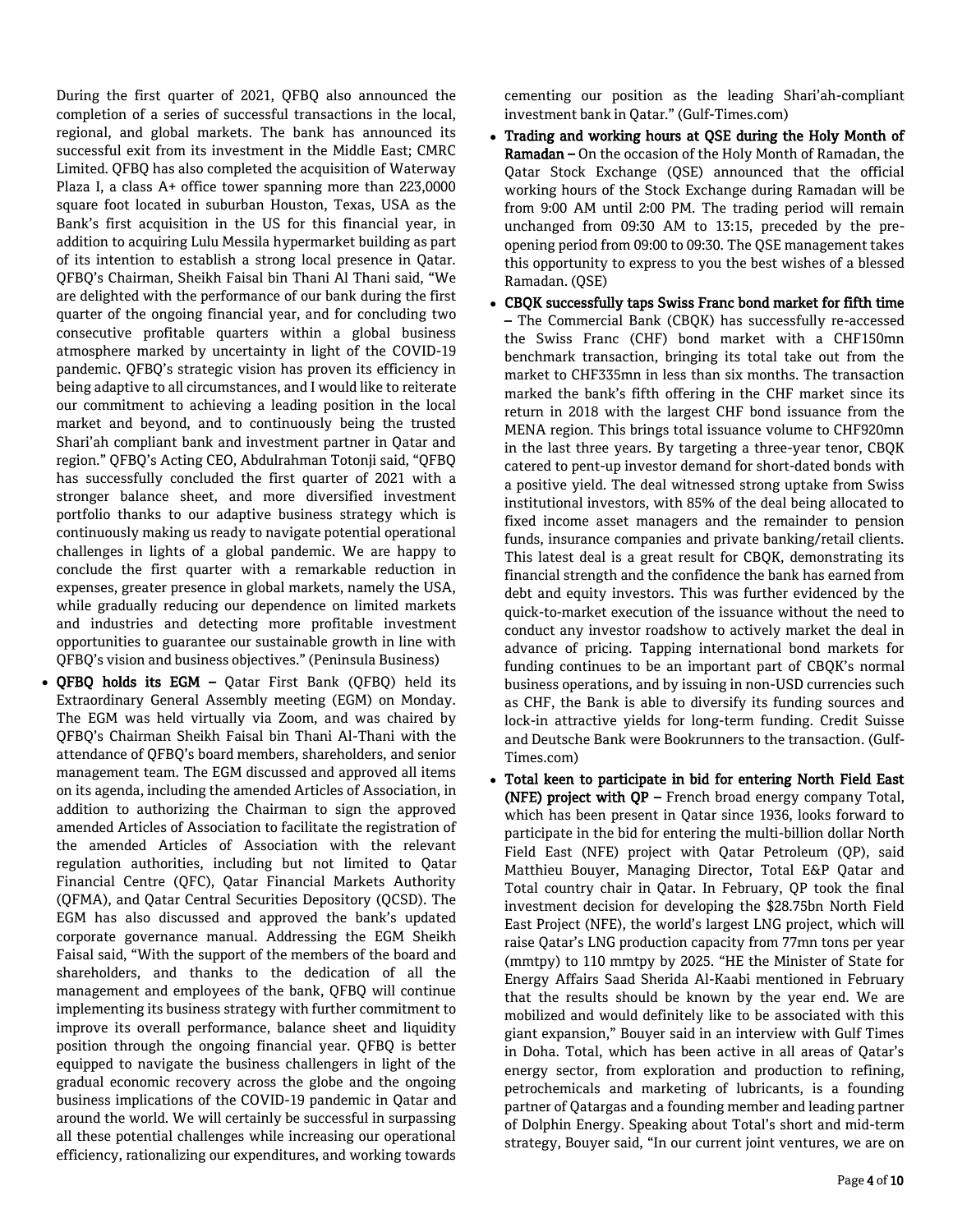During the first quarter of 2021, QFBQ also announced the completion of a series of successful transactions in the local, regional, and global markets. The bank has announced its successful exit from its investment in the Middle East; CMRC Limited. QFBQ has also completed the acquisition of Waterway Plaza I, a class A+ office tower spanning more than 223,0000 square foot located in suburban Houston, Texas, USA as the Bank's first acquisition in the US for this financial year, in addition to acquiring Lulu Messila hypermarket building as part of its intention to establish a strong local presence in Qatar. QFBQ's Chairman, Sheikh Faisal bin Thani Al Thani said, "We are delighted with the performance of our bank during the first quarter of the ongoing financial year, and for concluding two consecutive profitable quarters within a global business atmosphere marked by uncertainty in light of the COVID-19 pandemic. QFBQ's strategic vision has proven its efficiency in being adaptive to all circumstances, and I would like to reiterate our commitment to achieving a leading position in the local market and beyond, and to continuously being the trusted Shari'ah compliant bank and investment partner in Qatar and region." QFBQ's Acting CEO, Abdulrahman Totonji said, "QFBQ has successfully concluded the first quarter of 2021 with a stronger balance sheet, and more diversified investment portfolio thanks to our adaptive business strategy which is continuously making us ready to navigate potential operational challenges in lights of a global pandemic. We are happy to conclude the first quarter with a remarkable reduction in expenses, greater presence in global markets, namely the USA, while gradually reducing our dependence on limited markets and industries and detecting more profitable investment opportunities to guarantee our sustainable growth in line with QFBQ's vision and business objectives." (Peninsula Business)

- **QFBQ holds its EGM –** Qatar First Bank (QFBQ) held its Extraordinary General Assembly meeting (EGM) on Monday. The EGM was held virtually via Zoom, and was chaired by QFBQ's Chairman Sheikh Faisal bin Thani Al-Thani with the attendance of QFBQ's board members, shareholders, and senior management team. The EGM discussed and approved all items on its agenda, including the amended Articles of Association, in addition to authorizing the Chairman to sign the approved amended Articles of Association to facilitate the registration of the amended Articles of Association with the relevant regulation authorities, including but not limited to Qatar Financial Centre (QFC), Qatar Financial Markets Authority (QFMA), and Qatar Central Securities Depository (QCSD). The EGM has also discussed and approved the bank's updated corporate governance manual. Addressing the EGM Sheikh Faisal said, "With the support of the members of the board and shareholders, and thanks to the dedication of all the management and employees of the bank, QFBQ will continue implementing its business strategy with further commitment to improve its overall performance, balance sheet and liquidity position through the ongoing financial year. QFBQ is better equipped to navigate the business challengers in light of the gradual economic recovery across the globe and the ongoing business implications of the COVID-19 pandemic in Qatar and around the world. We will certainly be successful in surpassing all these potential challenges while increasing our operational efficiency, rationalizing our expenditures, and working towards cementing our position as the leading Shari'ah-compliant investment bank in Qatar." (Gulf-Times.com)
- **Trading and working hours at QSE during the Holy Month of Ramadan –** On the occasion of the Holy Month of Ramadan, the Qatar Stock Exchange (QSE) announced that the official working hours of the Stock Exchange during Ramadan will be from 9:00 AM until 2:00 PM. The trading period will remain unchanged from 09:30 AM to 13:15, preceded by the pre-opening period from 09:00 to 09:30. The QSE management takes this opportunity to express to you the best wishes of a blessed Ramadan. (QSE)
- **CBQK successfully taps Swiss Franc bond market for fifth time –** The Commercial Bank (CBQK) has successfully re-accessed the Swiss Franc (CHF) bond market with a CHF150mn benchmark transaction, bringing its total take out from the market to CHF335mn in less than six months. The transaction marked the bank's fifth offering in the CHF market since its return in 2018 with the largest CHF bond issuance from the MENA region. This brings total issuance volume to CHF920mn in the last three years. By targeting a three-year tenor, CBQK catered to pent-up investor demand for short-dated bonds with a positive yield. The deal witnessed strong uptake from Swiss institutional investors, with 85% of the deal being allocated to fixed income asset managers and the remainder to pension funds, insurance companies and private banking/retail clients. This latest deal is a great result for CBQK, demonstrating its financial strength and the confidence the bank has earned from debt and equity investors. This was further evidenced by the quick-to-market execution of the issuance without the need to conduct any investor roadshow to actively market the deal in advance of pricing. Tapping international bond markets for funding continues to be an important part of CBQK's normal business operations, and by issuing in non-USD currencies such as CHF, the Bank is able to diversify its funding sources and lock-in attractive yields for long-term funding. Credit Suisse and Deutsche Bank were Bookrunners to the transaction. (Gulf-Times.com)
- **Total keen to participate in bid for entering North Field East (NFE) project with QP –** French broad energy company Total, which has been present in Qatar since 1936, looks forward to participate in the bid for entering the multi-billion dollar North Field East (NFE) project with Qatar Petroleum (QP), said Matthieu Bouyer, Managing Director, Total E&P Qatar and Total country chair in Qatar. In February, QP took the final investment decision for developing the $28.75bn North Field East Project (NFE), the world's largest LNG project, which will raise Qatar's LNG production capacity from 77mn tons per year (mmtpy) to 110 mmtpy by 2025. "HE the Minister of State for Energy Affairs Saad Sherida Al-Kaabi mentioned in February that the results should be known by the year end. We are mobilized and would definitely like to be associated with this giant expansion," Bouyer said in an interview with Gulf Times in Doha. Total, which has been active in all areas of Qatar's energy sector, from exploration and production to refining, petrochemicals and marketing of lubricants, is a founding partner of Qatargas and a founding member and leading partner of Dolphin Energy. Speaking about Total's short and mid-term strategy, Bouyer said, "In our current joint ventures, we are on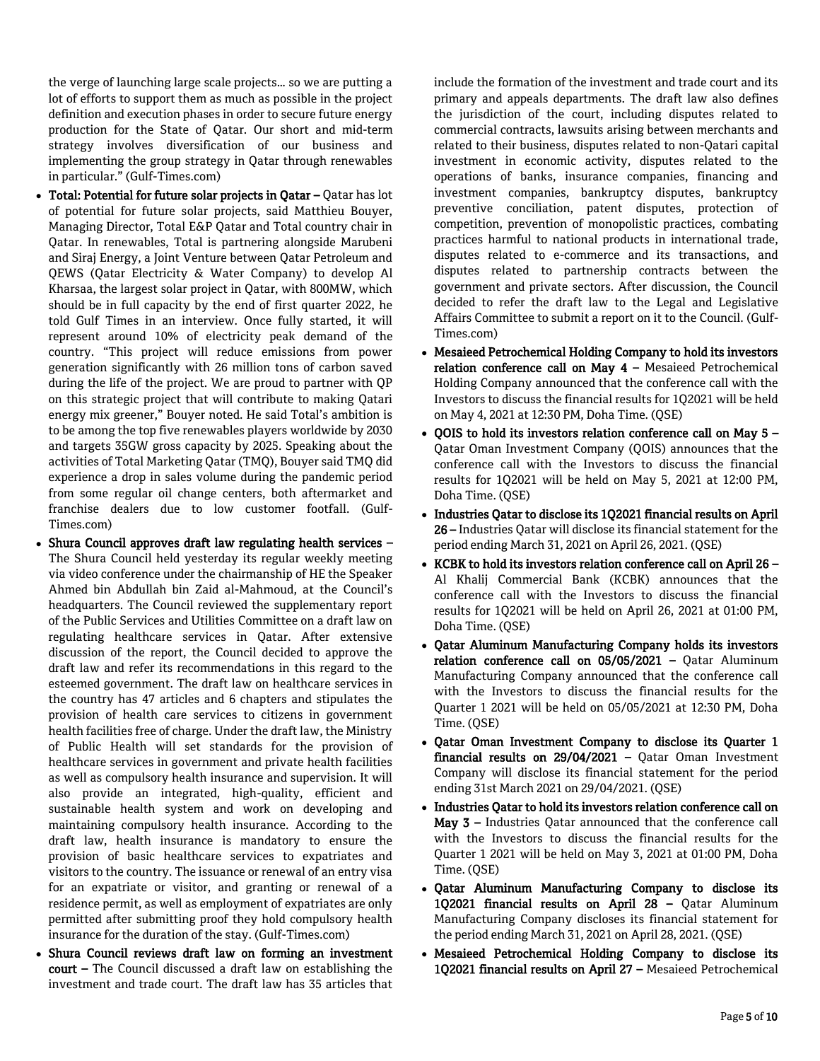the verge of launching large scale projects… so we are putting a lot of efforts to support them as much as possible in the project definition and execution phases in order to secure future energy production for the State of Qatar. Our short and mid-term strategy involves diversification of our business and implementing the group strategy in Qatar through renewables in particular." (Gulf-Times.com)

- **Total: Potential for future solar projects in Qatar –** Qatar has lot of potential for future solar projects, said Matthieu Bouyer, Managing Director, Total E&P Qatar and Total country chair in Qatar. In renewables, Total is partnering alongside Marubeni and Siraj Energy, a Joint Venture between Qatar Petroleum and QEWS (Qatar Electricity & Water Company) to develop Al Kharsaa, the largest solar project in Qatar, with 800MW, which should be in full capacity by the end of first quarter 2022, he told Gulf Times in an interview. Once fully started, it will represent around 10% of electricity peak demand of the country. "This project will reduce emissions from power generation significantly with 26 million tons of carbon saved during the life of the project. We are proud to partner with QP on this strategic project that will contribute to making Qatari energy mix greener," Bouyer noted. He said Total's ambition is to be among the top five renewables players worldwide by 2030 and targets 35GW gross capacity by 2025. Speaking about the activities of Total Marketing Qatar (TMQ), Bouyer said TMQ did experience a drop in sales volume during the pandemic period from some regular oil change centers, both aftermarket and franchise dealers due to low customer footfall. (Gulf-Times.com)
- **Shura Council approves draft law regulating health services –** The Shura Council held yesterday its regular weekly meeting via video conference under the chairmanship of HE the Speaker Ahmed bin Abdullah bin Zaid al-Mahmoud, at the Council's headquarters. The Council reviewed the supplementary report of the Public Services and Utilities Committee on a draft law on regulating healthcare services in Qatar. After extensive discussion of the report, the Council decided to approve the draft law and refer its recommendations in this regard to the esteemed government. The draft law on healthcare services in the country has 47 articles and 6 chapters and stipulates the provision of health care services to citizens in government health facilities free of charge. Under the draft law, the Ministry of Public Health will set standards for the provision of healthcare services in government and private health facilities as well as compulsory health insurance and supervision. It will also provide an integrated, high-quality, efficient and sustainable health system and work on developing and maintaining compulsory health insurance. According to the draft law, health insurance is mandatory to ensure the provision of basic healthcare services to expatriates and visitors to the country. The issuance or renewal of an entry visa for an expatriate or visitor, and granting or renewal of a residence permit, as well as employment of expatriates are only permitted after submitting proof they hold compulsory health insurance for the duration of the stay. (Gulf-Times.com)
- **Shura Council reviews draft law on forming an investment court –** The Council discussed a draft law on establishing the investment and trade court. The draft law has 35 articles that include the formation of the investment and trade court and its primary and appeals departments. The draft law also defines the jurisdiction of the court, including disputes related to commercial contracts, lawsuits arising between merchants and related to their business, disputes related to non-Qatari capital investment in economic activity, disputes related to the operations of banks, insurance companies, financing and investment companies, bankruptcy disputes, bankruptcy preventive conciliation, patent disputes, protection of competition, prevention of monopolistic practices, combating practices harmful to national products in international trade, disputes related to e-commerce and its transactions, and disputes related to partnership contracts between the government and private sectors. After discussion, the Council decided to refer the draft law to the Legal and Legislative Affairs Committee to submit a report on it to the Council. (Gulf-Times.com)
- **Mesaieed Petrochemical Holding Company to hold its investors relation conference call on May 4 –** Mesaieed Petrochemical Holding Company announced that the conference call with the Investors to discuss the financial results for 1Q2021 will be held on May 4, 2021 at 12:30 PM, Doha Time. (QSE)
- **QOIS to hold its investors relation conference call on May 5 –** Qatar Oman Investment Company (QOIS) announces that the conference call with the Investors to discuss the financial results for 1Q2021 will be held on May 5, 2021 at 12:00 PM, Doha Time. (QSE)
- **Industries Qatar to disclose its 1Q2021 financial results on April 26 –** Industries Qatar will disclose its financial statement for the period ending March 31, 2021 on April 26, 2021. (QSE)
- **KCBK to hold its investors relation conference call on April 26 –** Al Khalij Commercial Bank (KCBK) announces that the conference call with the Investors to discuss the financial results for 1Q2021 will be held on April 26, 2021 at 01:00 PM, Doha Time. (QSE)
- **Qatar Aluminum Manufacturing Company holds its investors relation conference call on 05/05/2021 –** Qatar Aluminum Manufacturing Company announced that the conference call with the Investors to discuss the financial results for the Quarter 1 2021 will be held on 05/05/2021 at 12:30 PM, Doha Time. (QSE)
- **Qatar Oman Investment Company to disclose its Quarter 1 financial results on 29/04/2021 –** Qatar Oman Investment Company will disclose its financial statement for the period ending 31st March 2021 on 29/04/2021. (QSE)
- **Industries Qatar to hold its investors relation conference call on May 3 –** Industries Qatar announced that the conference call with the Investors to discuss the financial results for the Quarter 1 2021 will be held on May 3, 2021 at 01:00 PM, Doha Time. (QSE)
- **Qatar Aluminum Manufacturing Company to disclose its 1Q2021 financial results on April 28 –** Qatar Aluminum Manufacturing Company discloses its financial statement for the period ending March 31, 2021 on April 28, 2021. (QSE)
- **Mesaieed Petrochemical Holding Company to disclose its 1Q2021 financial results on April 27 –** Mesaieed Petrochemical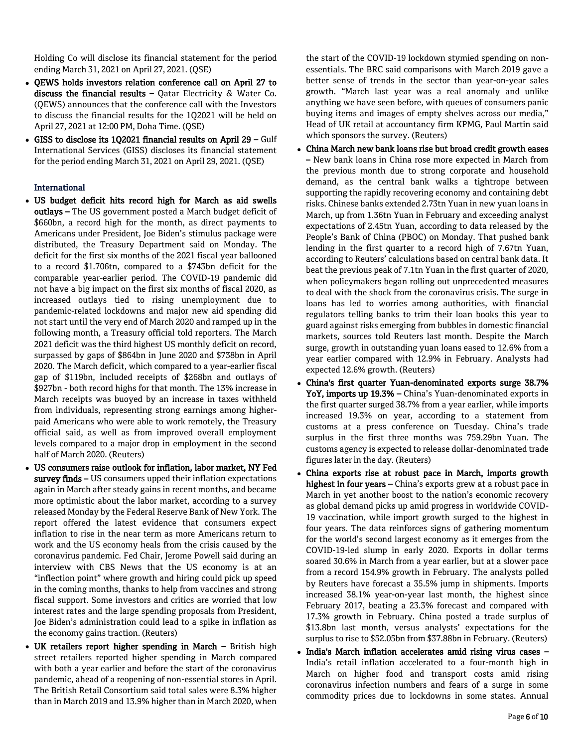Holding Co will disclose its financial statement for the period ending March 31, 2021 on April 27, 2021. (QSE)

- **QEWS holds investors relation conference call on April 27 to discuss the financial results –** Qatar Electricity & Water Co. (QEWS) announces that the conference call with the Investors to discuss the financial results for the 1Q2021 will be held on April 27, 2021 at 12:00 PM, Doha Time. (QSE)
- **GISS to disclose its 1Q2021 financial results on April 29 –** Gulf International Services (GISS) discloses its financial statement for the period ending March 31, 2021 on April 29, 2021. (QSE)

## International

- **US budget deficit hits record high for March as aid swells outlays –** The US government posted a March budget deficit of $660bn, a record high for the month, as direct payments to Americans under President, Joe Biden's stimulus package were distributed, the Treasury Department said on Monday. The deficit for the first six months of the 2021 fiscal year ballooned to a record $1.706tn, compared to a $743bn deficit for the comparable year-earlier period. The COVID-19 pandemic did not have a big impact on the first six months of fiscal 2020, as increased outlays tied to rising unemployment due to pandemic-related lockdowns and major new aid spending did not start until the very end of March 2020 and ramped up in the following month, a Treasury official told reporters. The March 2021 deficit was the third highest US monthly deficit on record, surpassed by gaps of $864bn in June 2020 and $738bn in April 2020. The March deficit, which compared to a year-earlier fiscal gap of $119bn, included receipts of $268bn and outlays of $927bn - both record highs for that month. The 13% increase in March receipts was buoyed by an increase in taxes withheld from individuals, representing strong earnings among higher-paid Americans who were able to work remotely, the Treasury official said, as well as from improved overall employment levels compared to a major drop in employment in the second half of March 2020. (Reuters)
- **US consumers raise outlook for inflation, labor market, NY Fed survey finds –** US consumers upped their inflation expectations again in March after steady gains in recent months, and became more optimistic about the labor market, according to a survey released Monday by the Federal Reserve Bank of New York. The report offered the latest evidence that consumers expect inflation to rise in the near term as more Americans return to work and the US economy heals from the crisis caused by the coronavirus pandemic. Fed Chair, Jerome Powell said during an interview with CBS News that the US economy is at an "inflection point" where growth and hiring could pick up speed in the coming months, thanks to help from vaccines and strong fiscal support. Some investors and critics are worried that low interest rates and the large spending proposals from President, Joe Biden's administration could lead to a spike in inflation as the economy gains traction. (Reuters)
- **UK retailers report higher spending in March –** British high street retailers reported higher spending in March compared with both a year earlier and before the start of the coronavirus pandemic, ahead of a reopening of non-essential stores in April. The British Retail Consortium said total sales were 8.3% higher than in March 2019 and 13.9% higher than in March 2020, when the start of the COVID-19 lockdown stymied spending on non-essentials. The BRC said comparisons with March 2019 gave a better sense of trends in the sector than year-on-year sales growth. "March last year was a real anomaly and unlike anything we have seen before, with queues of consumers panic buying items and images of empty shelves across our media," Head of UK retail at accountancy firm KPMG, Paul Martin said which sponsors the survey. (Reuters)
- **China March new bank loans rise but broad credit growth eases –** New bank loans in China rose more expected in March from the previous month due to strong corporate and household demand, as the central bank walks a tightrope between supporting the rapidly recovering economy and containing debt risks. Chinese banks extended 2.73tn Yuan in new yuan loans in March, up from 1.36tn Yuan in February and exceeding analyst expectations of 2.45tn Yuan, according to data released by the People's Bank of China (PBOC) on Monday. That pushed bank lending in the first quarter to a record high of 7.67tn Yuan, according to Reuters' calculations based on central bank data. It beat the previous peak of 7.1tn Yuan in the first quarter of 2020, when policymakers began rolling out unprecedented measures to deal with the shock from the coronavirus crisis. The surge in loans has led to worries among authorities, with financial regulators telling banks to trim their loan books this year to guard against risks emerging from bubbles in domestic financial markets, sources told Reuters last month. Despite the March surge, growth in outstanding yuan loans eased to 12.6% from a year earlier compared with 12.9% in February. Analysts had expected 12.6% growth. (Reuters)
- **China's first quarter Yuan-denominated exports surge 38.7% YoY, imports up 19.3% –** China's Yuan-denominated exports in the first quarter surged 38.7% from a year earlier, while imports increased 19.3% on year, according to a statement from customs at a press conference on Tuesday. China's trade surplus in the first three months was 759.29bn Yuan. The customs agency is expected to release dollar-denominated trade figures later in the day. (Reuters)
- **China exports rise at robust pace in March, imports growth highest in four years –** China's exports grew at a robust pace in March in yet another boost to the nation's economic recovery as global demand picks up amid progress in worldwide COVID-19 vaccination, while import growth surged to the highest in four years. The data reinforces signs of gathering momentum for the world's second largest economy as it emerges from the COVID-19-led slump in early 2020. Exports in dollar terms soared 30.6% in March from a year earlier, but at a slower pace from a record 154.9% growth in February. The analysts polled by Reuters have forecast a 35.5% jump in shipments. Imports increased 38.1% year-on-year last month, the highest since February 2017, beating a 23.3% forecast and compared with 17.3% growth in February. China posted a trade surplus of $13.8bn last month, versus analysts' expectations for the surplus to rise to $52.05bn from $37.88bn in February. (Reuters)
- **India's March inflation accelerates amid rising virus cases –** India's retail inflation accelerated to a four-month high in March on higher food and transport costs amid rising coronavirus infection numbers and fears of a surge in some commodity prices due to lockdowns in some states. Annual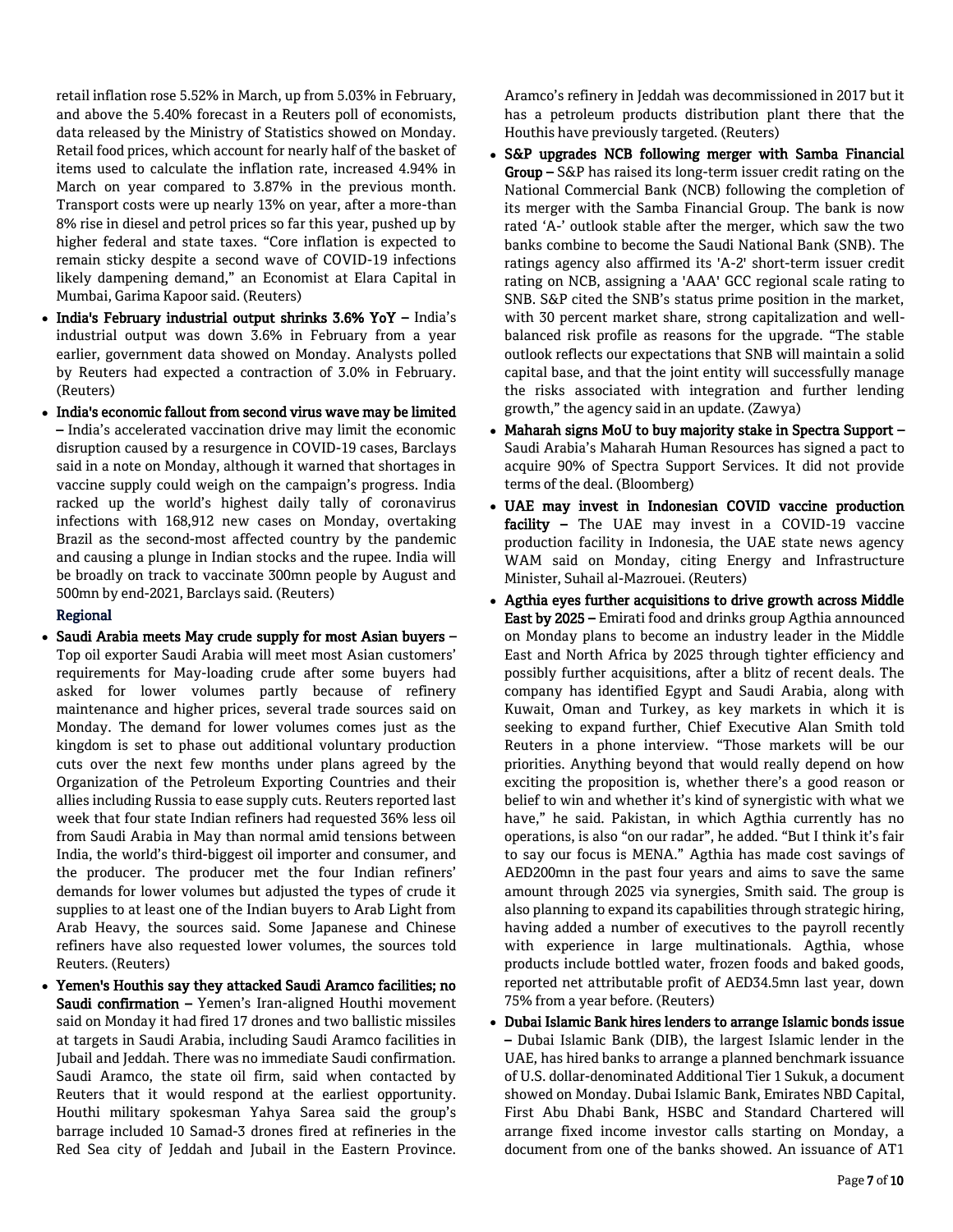retail inflation rose 5.52% in March, up from 5.03% in February, and above the 5.40% forecast in a Reuters poll of economists, data released by the Ministry of Statistics showed on Monday. Retail food prices, which account for nearly half of the basket of items used to calculate the inflation rate, increased 4.94% in March on year compared to 3.87% in the previous month. Transport costs were up nearly 13% on year, after a more-than 8% rise in diesel and petrol prices so far this year, pushed up by higher federal and state taxes. "Core inflation is expected to remain sticky despite a second wave of COVID-19 infections likely dampening demand," an Economist at Elara Capital in Mumbai, Garima Kapoor said. (Reuters)

- **India's February industrial output shrinks 3.6% YoY –** India's industrial output was down 3.6% in February from a year earlier, government data showed on Monday. Analysts polled by Reuters had expected a contraction of 3.0% in February. (Reuters)
- **India's economic fallout from second virus wave may be limited –** India's accelerated vaccination drive may limit the economic disruption caused by a resurgence in COVID-19 cases, Barclays said in a note on Monday, although it warned that shortages in vaccine supply could weigh on the campaign's progress. India racked up the world's highest daily tally of coronavirus infections with 168,912 new cases on Monday, overtaking Brazil as the second-most affected country by the pandemic and causing a plunge in Indian stocks and the rupee. India will be broadly on track to vaccinate 300mn people by August and 500mn by end-2021, Barclays said. (Reuters)

**Regional**

- **Saudi Arabia meets May crude supply for most Asian buyers –** Top oil exporter Saudi Arabia will meet most Asian customers' requirements for May-loading crude after some buyers had asked for lower volumes partly because of refinery maintenance and higher prices, several trade sources said on Monday. The demand for lower volumes comes just as the kingdom is set to phase out additional voluntary production cuts over the next few months under plans agreed by the Organization of the Petroleum Exporting Countries and their allies including Russia to ease supply cuts. Reuters reported last week that four state Indian refiners had requested 36% less oil from Saudi Arabia in May than normal amid tensions between India, the world's third-biggest oil importer and consumer, and the producer. The producer met the four Indian refiners' demands for lower volumes but adjusted the types of crude it supplies to at least one of the Indian buyers to Arab Light from Arab Heavy, the sources said. Some Japanese and Chinese refiners have also requested lower volumes, the sources told Reuters. (Reuters)
- **Yemen's Houthis say they attacked Saudi Aramco facilities; no Saudi confirmation –** Yemen's Iran-aligned Houthi movement said on Monday it had fired 17 drones and two ballistic missiles at targets in Saudi Arabia, including Saudi Aramco facilities in Jubail and Jeddah. There was no immediate Saudi confirmation. Saudi Aramco, the state oil firm, said when contacted by Reuters that it would respond at the earliest opportunity. Houthi military spokesman Yahya Sarea said the group's barrage included 10 Samad-3 drones fired at refineries in the Red Sea city of Jeddah and Jubail in the Eastern Province. Aramco's refinery in Jeddah was decommissioned in 2017 but it has a petroleum products distribution plant there that the Houthis have previously targeted. (Reuters)
- **S&P upgrades NCB following merger with Samba Financial Group –** S&P has raised its long-term issuer credit rating on the National Commercial Bank (NCB) following the completion of its merger with the Samba Financial Group. The bank is now rated 'A-' outlook stable after the merger, which saw the two banks combine to become the Saudi National Bank (SNB). The ratings agency also affirmed its 'A-2' short-term issuer credit rating on NCB, assigning a 'AAA' GCC regional scale rating to SNB. S&P cited the SNB's status prime position in the market, with 30 percent market share, strong capitalization and well-balanced risk profile as reasons for the upgrade. "The stable outlook reflects our expectations that SNB will maintain a solid capital base, and that the joint entity will successfully manage the risks associated with integration and further lending growth," the agency said in an update. (Zawya)
- **Maharah signs MoU to buy majority stake in Spectra Support –** Saudi Arabia's Maharah Human Resources has signed a pact to acquire 90% of Spectra Support Services. It did not provide terms of the deal. (Bloomberg)
- **UAE may invest in Indonesian COVID vaccine production facility –** The UAE may invest in a COVID-19 vaccine production facility in Indonesia, the UAE state news agency WAM said on Monday, citing Energy and Infrastructure Minister, Suhail al-Mazrouei. (Reuters)
- **Agthia eyes further acquisitions to drive growth across Middle East by 2025 –** Emirati food and drinks group Agthia announced on Monday plans to become an industry leader in the Middle East and North Africa by 2025 through tighter efficiency and possibly further acquisitions, after a blitz of recent deals. The company has identified Egypt and Saudi Arabia, along with Kuwait, Oman and Turkey, as key markets in which it is seeking to expand further, Chief Executive Alan Smith told Reuters in a phone interview. "Those markets will be our priorities. Anything beyond that would really depend on how exciting the proposition is, whether there's a good reason or belief to win and whether it's kind of synergistic with what we have," he said. Pakistan, in which Agthia currently has no operations, is also "on our radar", he added. "But I think it's fair to say our focus is MENA." Agthia has made cost savings of AED200mn in the past four years and aims to save the same amount through 2025 via synergies, Smith said. The group is also planning to expand its capabilities through strategic hiring, having added a number of executives to the payroll recently with experience in large multinationals. Agthia, whose products include bottled water, frozen foods and baked goods, reported net attributable profit of AED34.5mn last year, down 75% from a year before. (Reuters)
- **Dubai Islamic Bank hires lenders to arrange Islamic bonds issue –** Dubai Islamic Bank (DIB), the largest Islamic lender in the UAE, has hired banks to arrange a planned benchmark issuance of U.S. dollar-denominated Additional Tier 1 Sukuk, a document showed on Monday. Dubai Islamic Bank, Emirates NBD Capital, First Abu Dhabi Bank, HSBC and Standard Chartered will arrange fixed income investor calls starting on Monday, a document from one of the banks showed. An issuance of AT1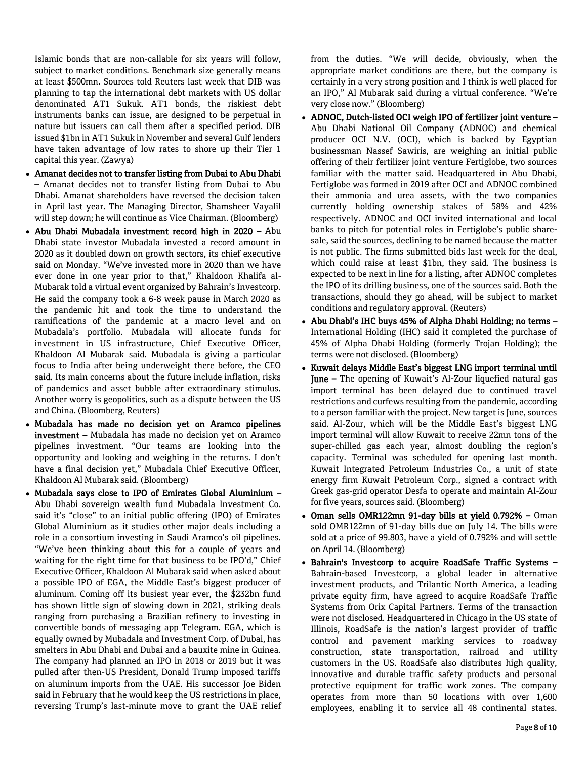Islamic bonds that are non-callable for six years will follow, subject to market conditions. Benchmark size generally means at least $500mn. Sources told Reuters last week that DIB was planning to tap the international debt markets with US dollar denominated AT1 Sukuk. AT1 bonds, the riskiest debt instruments banks can issue, are designed to be perpetual in nature but issuers can call them after a specified period. DIB issued $1bn in AT1 Sukuk in November and several Gulf lenders have taken advantage of low rates to shore up their Tier 1 capital this year. (Zawya)

- **Amanat decides not to transfer listing from Dubai to Abu Dhabi –** Amanat decides not to transfer listing from Dubai to Abu Dhabi. Amanat shareholders have reversed the decision taken in April last year. The Managing Director, Shamsheer Vayalil will step down; he will continue as Vice Chairman. (Bloomberg)
- **Abu Dhabi Mubadala investment record high in 2020 –** Abu Dhabi state investor Mubadala invested a record amount in 2020 as it doubled down on growth sectors, its chief executive said on Monday. "We've invested more in 2020 than we have ever done in one year prior to that," Khaldoon Khalifa al-Mubarak told a virtual event organized by Bahrain's Investcorp. He said the company took a 6-8 week pause in March 2020 as the pandemic hit and took the time to understand the ramifications of the pandemic at a macro level and on Mubadala's portfolio. Mubadala will allocate funds for investment in US infrastructure, Chief Executive Officer, Khaldoon Al Mubarak said. Mubadala is giving a particular focus to India after being underweight there before, the CEO said. Its main concerns about the future include inflation, risks of pandemics and asset bubble after extraordinary stimulus. Another worry is geopolitics, such as a dispute between the US and China. (Bloomberg, Reuters)
- **Mubadala has made no decision yet on Aramco pipelines investment –** Mubadala has made no decision yet on Aramco pipelines investment. "Our teams are looking into the opportunity and looking and weighing in the returns. I don't have a final decision yet," Mubadala Chief Executive Officer, Khaldoon Al Mubarak said. (Bloomberg)
- **Mubadala says close to IPO of Emirates Global Aluminium –** Abu Dhabi sovereign wealth fund Mubadala Investment Co. said it's "close" to an initial public offering (IPO) of Emirates Global Aluminium as it studies other major deals including a role in a consortium investing in Saudi Aramco's oil pipelines. "We've been thinking about this for a couple of years and waiting for the right time for that business to be IPO'd," Chief Executive Officer, Khaldoon Al Mubarak said when asked about a possible IPO of EGA, the Middle East's biggest producer of aluminum. Coming off its busiest year ever, the $232bn fund has shown little sign of slowing down in 2021, striking deals ranging from purchasing a Brazilian refinery to investing in convertible bonds of messaging app Telegram. EGA, which is equally owned by Mubadala and Investment Corp. of Dubai, has smelters in Abu Dhabi and Dubai and a bauxite mine in Guinea. The company had planned an IPO in 2018 or 2019 but it was pulled after then-US President, Donald Trump imposed tariffs on aluminum imports from the UAE. His successor Joe Biden said in February that he would keep the US restrictions in place, reversing Trump's last-minute move to grant the UAE relief from the duties. "We will decide, obviously, when the appropriate market conditions are there, but the company is certainly in a very strong position and I think is well placed for an IPO," Al Mubarak said during a virtual conference. "We're very close now." (Bloomberg)
- **ADNOC, Dutch-listed OCI weigh IPO of fertilizer joint venture –** Abu Dhabi National Oil Company (ADNOC) and chemical producer OCI N.V. (OCI), which is backed by Egyptian businessman Nassef Sawiris, are weighing an initial public offering of their fertilizer joint venture Fertiglobe, two sources familiar with the matter said. Headquartered in Abu Dhabi, Fertiglobe was formed in 2019 after OCI and ADNOC combined their ammonia and urea assets, with the two companies currently holding ownership stakes of 58% and 42% respectively. ADNOC and OCI invited international and local banks to pitch for potential roles in Fertiglobe's public share-sale, said the sources, declining to be named because the matter is not public. The firms submitted bids last week for the deal, which could raise at least $1bn, they said. The business is expected to be next in line for a listing, after ADNOC completes the IPO of its drilling business, one of the sources said. Both the transactions, should they go ahead, will be subject to market conditions and regulatory approval. (Reuters)
- **Abu Dhabi's IHC buys 45% of Alpha Dhabi Holding; no terms –** International Holding (IHC) said it completed the purchase of 45% of Alpha Dhabi Holding (formerly Trojan Holding); the terms were not disclosed. (Bloomberg)
- **Kuwait delays Middle East's biggest LNG import terminal until June –** The opening of Kuwait's Al-Zour liquefied natural gas import terminal has been delayed due to continued travel restrictions and curfews resulting from the pandemic, according to a person familiar with the project. New target is June, sources said. Al-Zour, which will be the Middle East's biggest LNG import terminal will allow Kuwait to receive 22mn tons of the super-chilled gas each year, almost doubling the region's capacity. Terminal was scheduled for opening last month. Kuwait Integrated Petroleum Industries Co., a unit of state energy firm Kuwait Petroleum Corp., signed a contract with Greek gas-grid operator Desfa to operate and maintain Al-Zour for five years, sources said. (Bloomberg)
- **Oman sells OMR122mn 91-day bills at yield 0.792% –** Oman sold OMR122mn of 91-day bills due on July 14. The bills were sold at a price of 99.803, have a yield of 0.792% and will settle on April 14. (Bloomberg)
- **Bahrain's Investcorp to acquire RoadSafe Traffic Systems –** Bahrain-based Investcorp, a global leader in alternative investment products, and Trilantic North America, a leading private equity firm, have agreed to acquire RoadSafe Traffic Systems from Orix Capital Partners. Terms of the transaction were not disclosed. Headquartered in Chicago in the US state of Illinois, RoadSafe is the nation's largest provider of traffic control and pavement marking services to roadway construction, state transportation, railroad and utility customers in the US. RoadSafe also distributes high quality, innovative and durable traffic safety products and personal protective equipment for traffic work zones. The company operates from more than 50 locations with over 1,600 employees, enabling it to service all 48 continental states.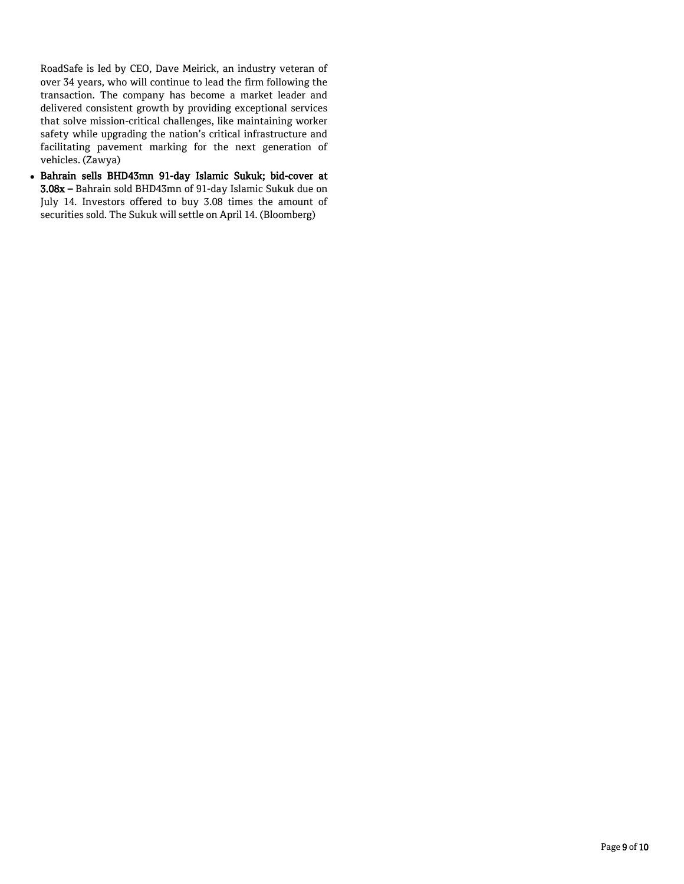RoadSafe is led by CEO, Dave Meirick, an industry veteran of over 34 years, who will continue to lead the firm following the transaction. The company has become a market leader and delivered consistent growth by providing exceptional services that solve mission-critical challenges, like maintaining worker safety while upgrading the nation's critical infrastructure and facilitating pavement marking for the next generation of vehicles. (Zawya)

- **Bahrain sells BHD43mn 91-day Islamic Sukuk; bid-cover at 3.08x –** Bahrain sold BHD43mn of 91-day Islamic Sukuk due on July 14. Investors offered to buy 3.08 times the amount of securities sold. The Sukuk will settle on April 14. (Bloomberg)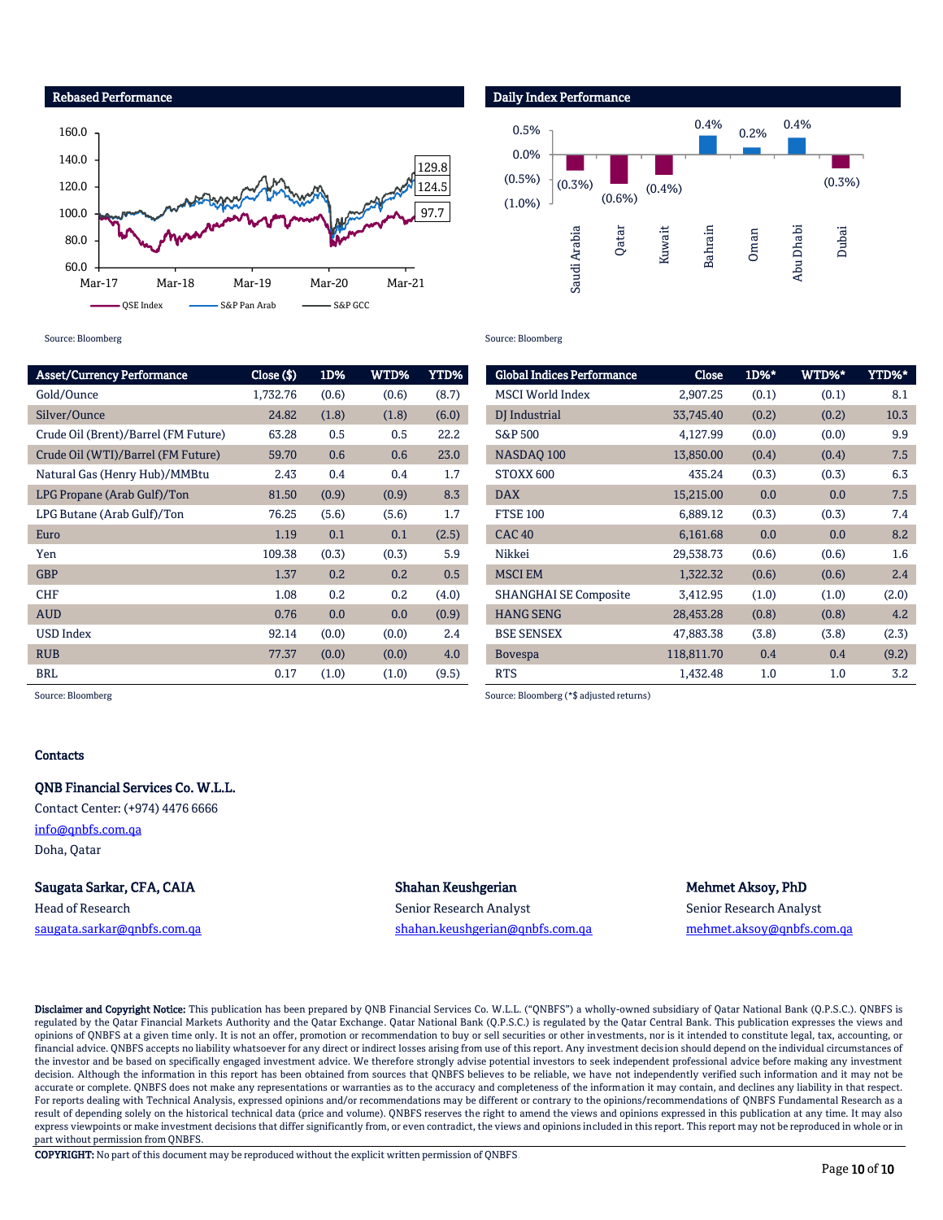## Rebased Performance

160.0
140.0
120.0
100.0
80.0
60.0

Mar-17 Mar-18 Mar-19 Mar-20 Mar-21

129.8
124.5
97.7

QSE Index S&P Pan Arab S&P GCC

Source: Bloomberg

## Daily Index Performance

0.5%
0.0%
(0.5%)
(1.0%)

(0.3%) (0.6%) (0.4%) 0.4% 0.2% 0.4% (0.3%)

Saudi Arabia Qatar Kuwait Bahrain Oman Abu Dhabi Dubai

Source: Bloomberg

| Asset/Currency Performance | Close ($) | 1D% | WTD% | YTD% |
|---|---|---|---|---|
| Gold/Ounce | 1,732.76 | (0.6) | (0.6) | (8.7) |
| Silver/Ounce | 24.82 | (1.8) | (1.8) | (6.0) |
| Crude Oil (Brent)/Barrel (FM Future) | 63.28 | 0.5 | 0.5 | 22.2 |
| Crude Oil (WTI)/Barrel (FM Future) | 59.70 | 0.6 | 0.6 | 23.0 |
| Natural Gas (Henry Hub)/MMBtu | 2.43 | 0.4 | 0.4 | 1.7 |
| LPG Propane (Arab Gulf)/Ton | 81.50 | (0.9) | (0.9) | 8.3 |
| LPG Butane (Arab Gulf)/Ton | 76.25 | (5.6) | (5.6) | 1.7 |
| Euro | 1.19 | 0.1 | 0.1 | (2.5) |
| Yen | 109.38 | (0.3) | (0.3) | 5.9 |
| GBP | 1.37 | 0.2 | 0.2 | 0.5 |
| CHF | 1.08 | 0.2 | 0.2 | (4.0) |
| AUD | 0.76 | 0.0 | 0.0 | (0.9) |
| USD Index | 92.14 | (0.0) | (0.0) | 2.4 |
| RUB | 77.37 | (0.0) | (0.0) | 4.0 |
| BRL | 0.17 | (1.0) | (1.0) | (9.5) |

Source: Bloomberg

| Global Indices Performance | Close | 1D%* | WTD%* | YTD%* |
|---|---|---|---|---|
| MSCI World Index | 2,907.25 | (0.1) | (0.1) | 8.1 |
| DJ Industrial | 33,745.40 | (0.2) | (0.2) | 10.3 |
| S&P 500 | 4,127.99 | (0.0) | (0.0) | 9.9 |
| NASDAQ 100 | 13,850.00 | (0.4) | (0.4) | 7.5 |
| STOXX 600 | 435.24 | (0.3) | (0.3) | 6.3 |
| DAX | 15,215.00 | 0.0 | 0.0 | 7.5 |
| FTSE 100 | 6,889.12 | (0.3) | (0.3) | 7.4 |
| CAC 40 | 6,161.68 | 0.0 | 0.0 | 8.2 |
| Nikkei | 29,538.73 | (0.6) | (0.6) | 1.6 |
| MSCI EM | 1,322.32 | (0.6) | (0.6) | 2.4 |
| SHANGHAI SE Composite | 3,412.95 | (1.0) | (1.0) | (2.0) |
| HANG SENG | 28,453.28 | (0.8) | (0.8) | 4.2 |
| BSE SENSEX | 47,883.38 | (3.8) | (3.8) | (2.3) |
| Bovespa | 118,811.70 | 0.4 | 0.4 | (9.2) |
| RTS | 1,432.48 | 1.0 | 1.0 | 3.2 |

Source: Bloomberg (*$ adjusted returns)

## Contacts

**QNB Financial Services Co. W.L.L.**
Contact Center: (+974) 4476 6666
info@qnbfs.com.qa
Doha, Qatar

**Saugata Sarkar, CFA, CAIA**
Head of Research
saugata.sarkar@qnbfs.com.qa

**Shahan Keushgerian**
Senior Research Analyst
shahan.keushgerian@qnbfs.com.qa

**Mehmet Aksoy, PhD**
Senior Research Analyst
mehmet.aksoy@qnbfs.com.qa

**Disclaimer and Copyright Notice:** This publication has been prepared by QNB Financial Services Co. W.L.L. ("QNBFS") a wholly-owned subsidiary of Qatar National Bank (Q.P.S.C.). QNBFS is regulated by the Qatar Financial Markets Authority and the Qatar Exchange. Qatar National Bank (Q.P.S.C.) is regulated by the Qatar Central Bank. This publication expresses the views and opinions of QNBFS at a given time only. It is not an offer, promotion or recommendation to buy or sell securities or other investments, nor is it intended to constitute legal, tax, accounting, or financial advice. QNBFS accepts no liability whatsoever for any direct or indirect losses arising from use of this report. Any investment decision should depend on the individual circumstances of the investor and be based on specifically engaged investment advice. We therefore strongly advise potential investors to seek independent professional advice before making any investment decision. Although the information in this report has been obtained from sources that QNBFS believes to be reliable, we have not independently verified such information and it may not be accurate or complete. QNBFS does not make any representations or warranties as to the accuracy and completeness of the information it may contain, and declines any liability in that respect. For reports dealing with Technical Analysis, expressed opinions and/or recommendations may be different or contrary to the opinions/recommendations of QNBFS Fundamental Research as a result of depending solely on the historical technical data (price and volume). QNBFS reserves the right to amend the views and opinions expressed in this publication at any time. It may also express viewpoints or make investment decisions that differ significantly from, or even contradict, the views and opinions included in this report. This report may not be reproduced in whole or in part without permission from QNBFS.

**COPYRIGHT:** No part of this document may be reproduced without the explicit written permission of QNBFS